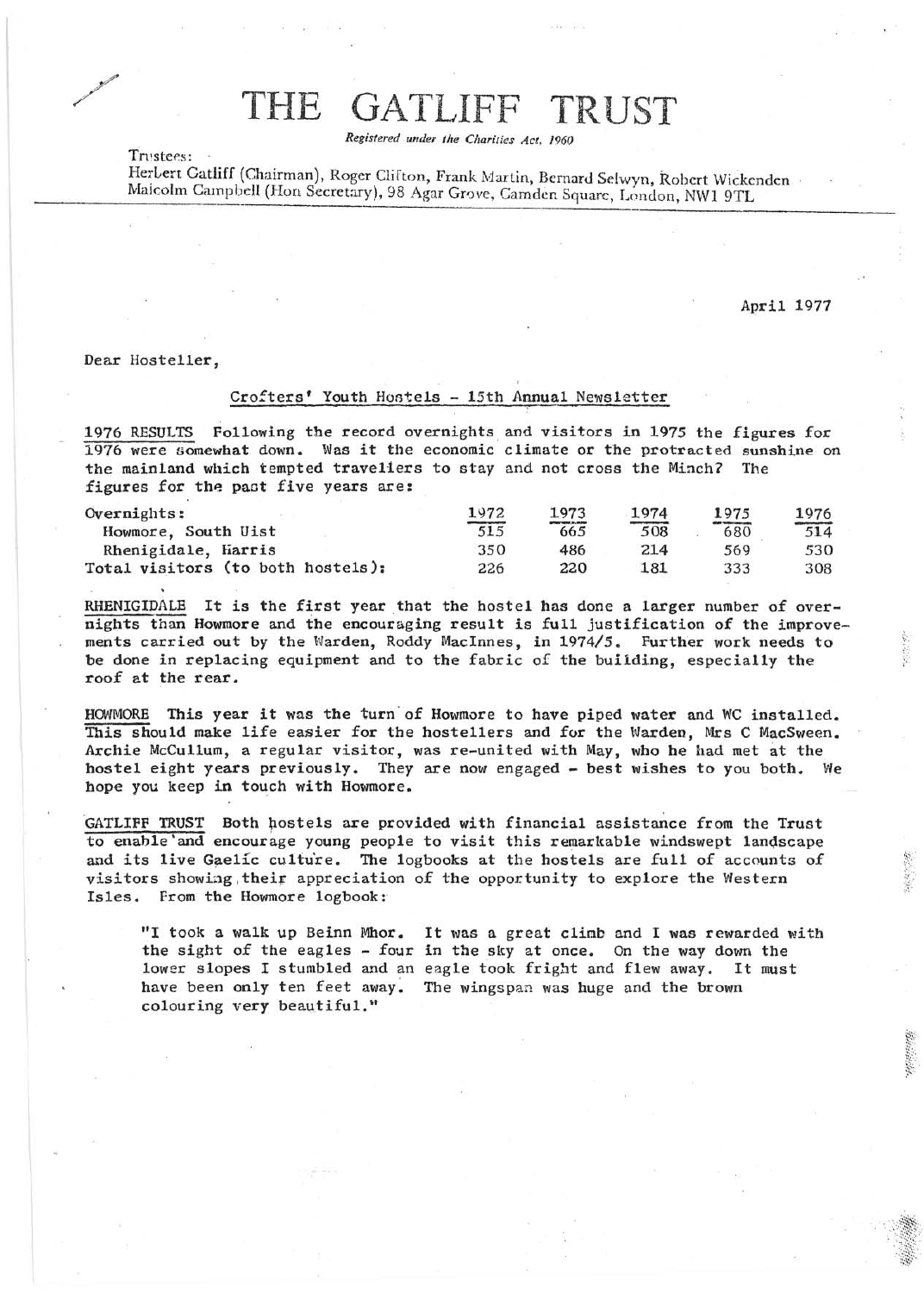# THE GATLIFF TRUST

*Registered under the Charities Act, 1960*

Trustees:
Herbert Gatliff (Chairman), Roger Clifton, Frank Martin, Bernard Selwyn, Robert Wickenden
Malcolm Campbell (Hon Secretary), 98 Agar Grove, Camden Square, London, NW1 9TL

April 1977

Dear Hosteller,

## Crofters' Youth Hostels - 15th Annual Newsletter

1976 RESULTS Following the record overnights and visitors in 1975 the figures for 1976 were somewhat down. Was it the economic climate or the protracted sunshine on the mainland which tempted travellers to stay and not cross the Minch? The figures for the past five years are:

| Overnights: | 1972 | 1973 | 1974 | 1975 | 1976 |
|---|---|---|---|---|---|
| Howmore, South Uist | 515 | 665 | 508 | 680 | 514 |
| Rhenigidale, Harris | 350 | 486 | 214 | 569 | 530 |
| Total visitors (to both hostels): | 226 | 220 | 181 | 333 | 308 |

RHENIGIDALE It is the first year that the hostel has done a larger number of overnights than Howmore and the encouraging result is full justification of the improvements carried out by the Warden, Roddy MacInnes, in 1974/5. Further work needs to be done in replacing equipment and to the fabric of the building, especially the roof at the rear.

HOWMORE This year it was the turn of Howmore to have piped water and WC installed. This should make life easier for the hostellers and for the Warden, Mrs C MacSween. Archie McCullum, a regular visitor, was re-united with May, who he had met at the hostel eight years previously. They are now engaged - best wishes to you both. We hope you keep in touch with Howmore.

GATLIFF TRUST Both hostels are provided with financial assistance from the Trust to enable and encourage young people to visit this remarkable windswept landscape and its live Gaelic culture. The logbooks at the hostels are full of accounts of visitors showing their appreciation of the opportunity to explore the Western Isles. From the Howmore logbook:

> "I took a walk up Beinn Mhor. It was a great climb and I was rewarded with the sight of the eagles - four in the sky at once. On the way down the lower slopes I stumbled and an eagle took fright and flew away. It must have been only ten feet away. The wingspan was huge and the brown colouring very beautiful."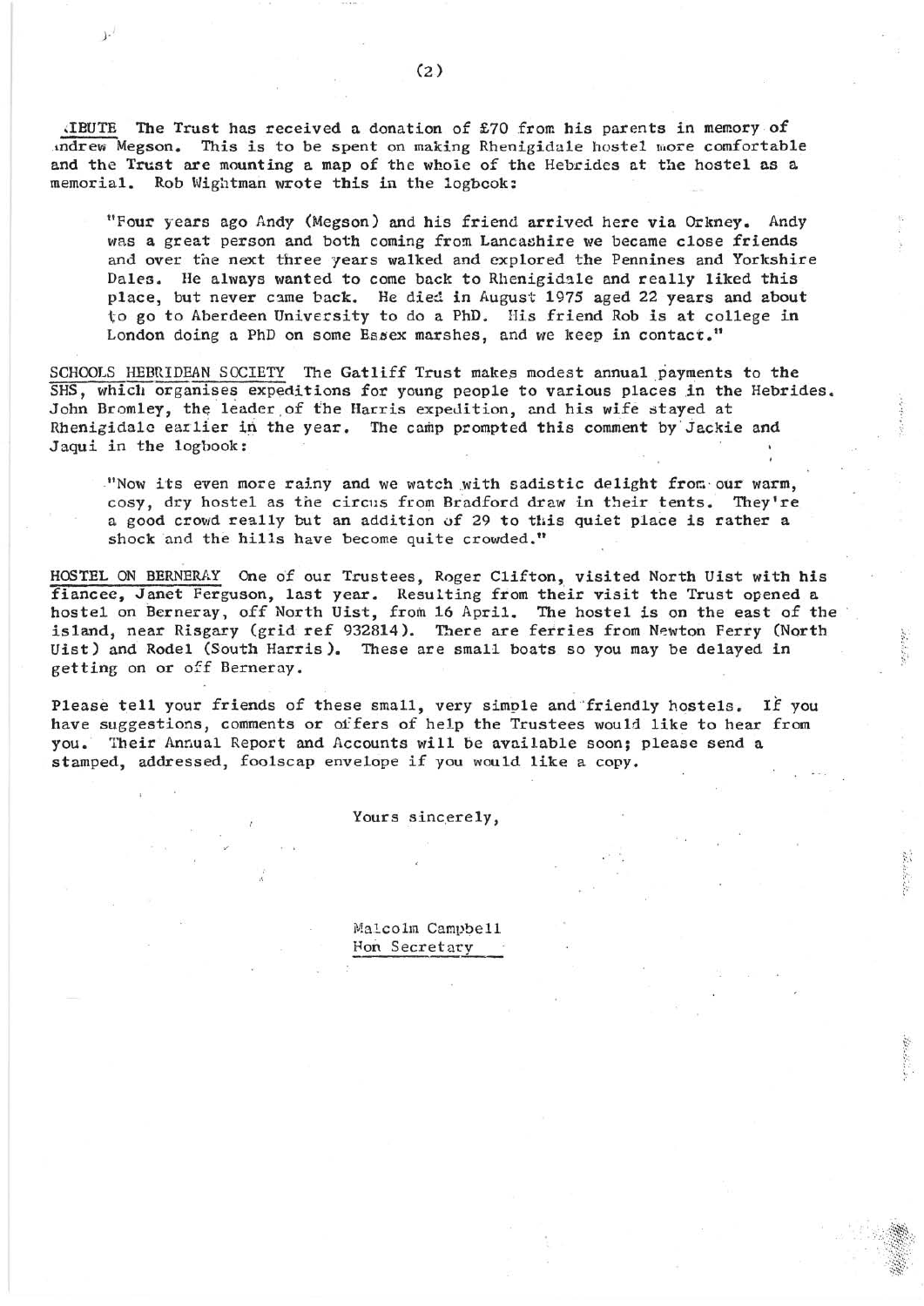.IBUTE The Trust has received a donation of £70 from his parents in memory of .ndrew Megson. This is to be spent on making Rhenigidale hostel more comfortable and the Trust are mounting a map of the whole of the Hebrides at the hostel as a memorial. Rob Wightman wrote this in the logbook:

> "Four years ago Andy (Megson) and his friend arrived here via Orkney. Andy was a great person and both coming from Lancashire we became close friends and over the next three years walked and explored the Pennines and Yorkshire Dales. He always wanted to come back to Rhenigidale and really liked this place, but never came back. He died in August 1975 aged 22 years and about to go to Aberdeen University to do a PhD. His friend Rob is at college in London doing a PhD on some Essex marshes, and we keep in contact."

SCHOOLS HEBRIDEAN SOCIETY The Gatliff Trust makes modest annual payments to the SHS, which organises expeditions for young people to various places in the Hebrides. John Bromley, the leader of the Harris expedition, and his wife stayed at Rhenigidale earlier in the year. The camp prompted this comment by Jackie and Jaqui in the logbook:

> "Now its even more rainy and we watch with sadistic delight from our warm, cosy, dry hostel as the circus from Bradford draw in their tents. They're a good crowd really but an addition of 29 to this quiet place is rather a shock and the hills have become quite crowded."

HOSTEL ON BERNERAY One of our Trustees, Roger Clifton, visited North Uist with his fiancee, Janet Ferguson, last year. Resulting from their visit the Trust opened a hostel on Berneray, off North Uist, from 16 April. The hostel is on the east of the island, near Risgary (grid ref 932814). There are ferries from Newton Ferry (North Uist) and Rodel (South Harris). These are small boats so you may be delayed in getting on or off Berneray.

Please tell your friends of these small, very simple and friendly hostels. If you have suggestions, comments or offers of help the Trustees would like to hear from you. Their Annual Report and Accounts will be available soon; please send a stamped, addressed, foolscap envelope if you would like a copy.

Yours sincerely,

Malcolm Campbell
Hon Secretary